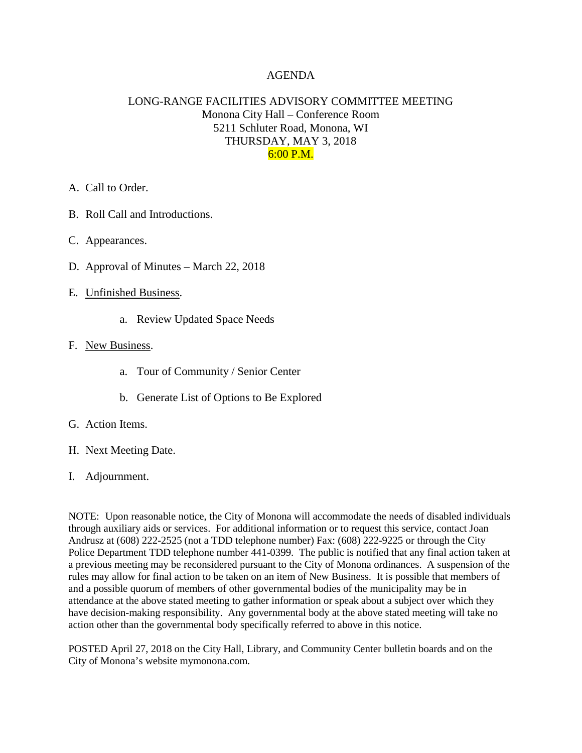# AGENDA

## LONG-RANGE FACILITIES ADVISORY COMMITTEE MEETING

Monona City Hall – Conference Room
5211 Schluter Road, Monona, WI
THURSDAY, MAY 3, 2018
6:00 P.M.

A. Call to Order.

B. Roll Call and Introductions.

C. Appearances.

D. Approval of Minutes – March 22, 2018

E. Unfinished Business.

   a. Review Updated Space Needs

F. New Business.

   a. Tour of Community / Senior Center

   b. Generate List of Options to Be Explored

G. Action Items.

H. Next Meeting Date.

I. Adjournment.

NOTE: Upon reasonable notice, the City of Monona will accommodate the needs of disabled individuals through auxiliary aids or services. For additional information or to request this service, contact Joan Andrusz at (608) 222-2525 (not a TDD telephone number) Fax: (608) 222-9225 or through the City Police Department TDD telephone number 441-0399. The public is notified that any final action taken at a previous meeting may be reconsidered pursuant to the City of Monona ordinances. A suspension of the rules may allow for final action to be taken on an item of New Business. It is possible that members of and a possible quorum of members of other governmental bodies of the municipality may be in attendance at the above stated meeting to gather information or speak about a subject over which they have decision-making responsibility. Any governmental body at the above stated meeting will take no action other than the governmental body specifically referred to above in this notice.

POSTED April 27, 2018 on the City Hall, Library, and Community Center bulletin boards and on the City of Monona's website mymonona.com.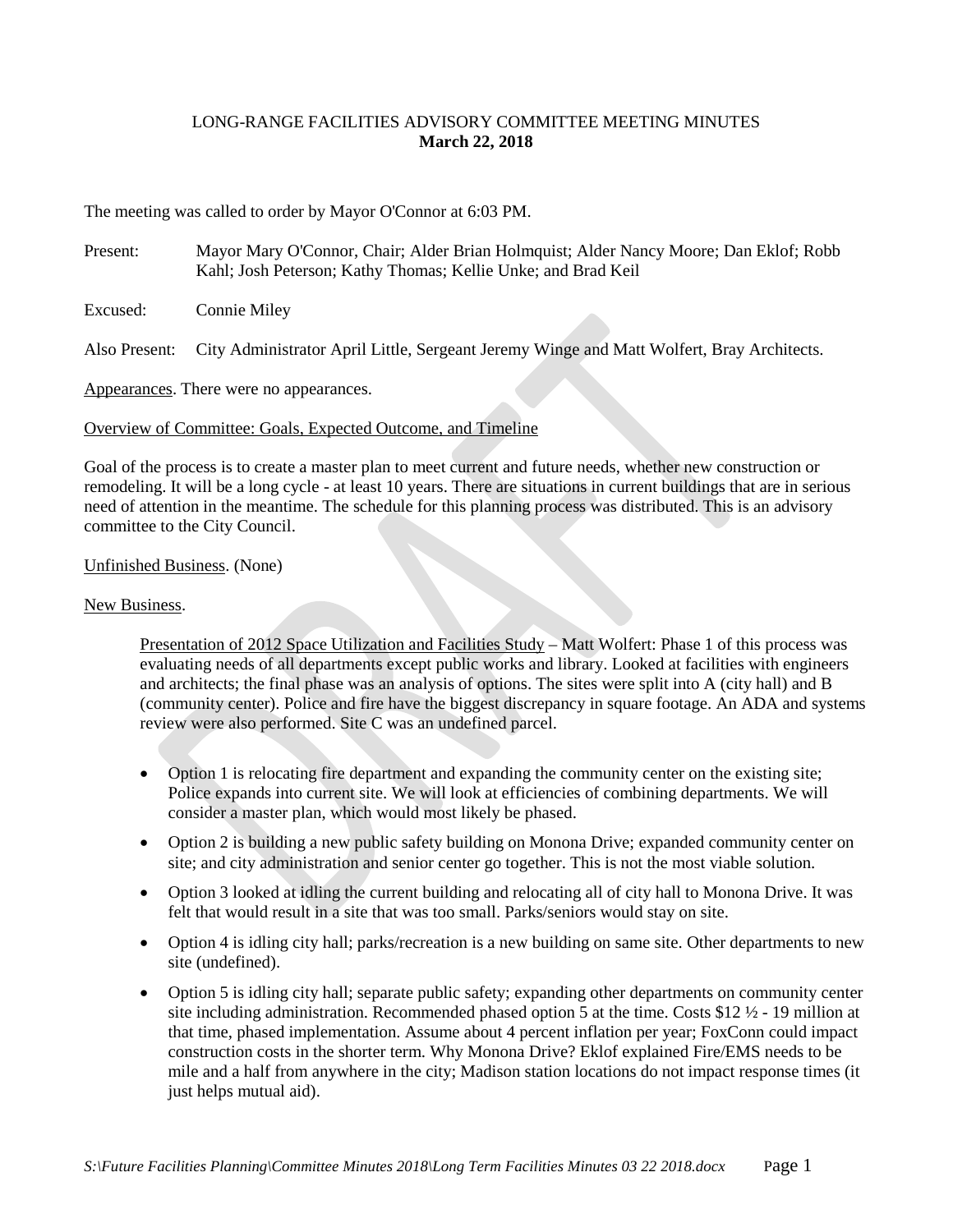LONG-RANGE FACILITIES ADVISORY COMMITTEE MEETING MINUTES
**March 22, 2018**

The meeting was called to order by Mayor O'Connor at 6:03 PM.

Present: Mayor Mary O'Connor, Chair; Alder Brian Holmquist; Alder Nancy Moore; Dan Eklof; Robb Kahl; Josh Peterson; Kathy Thomas; Kellie Unke; and Brad Keil

Excused: Connie Miley

Also Present: City Administrator April Little, Sergeant Jeremy Winge and Matt Wolfert, Bray Architects.

Appearances. There were no appearances.

Overview of Committee: Goals, Expected Outcome, and Timeline

Goal of the process is to create a master plan to meet current and future needs, whether new construction or remodeling. It will be a long cycle - at least 10 years. There are situations in current buildings that are in serious need of attention in the meantime. The schedule for this planning process was distributed. This is an advisory committee to the City Council.

Unfinished Business. (None)

New Business.

Presentation of 2012 Space Utilization and Facilities Study – Matt Wolfert: Phase 1 of this process was evaluating needs of all departments except public works and library. Looked at facilities with engineers and architects; the final phase was an analysis of options. The sites were split into A (city hall) and B (community center). Police and fire have the biggest discrepancy in square footage. An ADA and systems review were also performed. Site C was an undefined parcel.

- Option 1 is relocating fire department and expanding the community center on the existing site; Police expands into current site. We will look at efficiencies of combining departments. We will consider a master plan, which would most likely be phased.
- Option 2 is building a new public safety building on Monona Drive; expanded community center on site; and city administration and senior center go together. This is not the most viable solution.
- Option 3 looked at idling the current building and relocating all of city hall to Monona Drive. It was felt that would result in a site that was too small. Parks/seniors would stay on site.
- Option 4 is idling city hall; parks/recreation is a new building on same site. Other departments to new site (undefined).
- Option 5 is idling city hall; separate public safety; expanding other departments on community center site including administration. Recommended phased option 5 at the time. Costs $12 ½ - 19 million at that time, phased implementation. Assume about 4 percent inflation per year; FoxConn could impact construction costs in the shorter term. Why Monona Drive? Eklof explained Fire/EMS needs to be mile and a half from anywhere in the city; Madison station locations do not impact response times (it just helps mutual aid).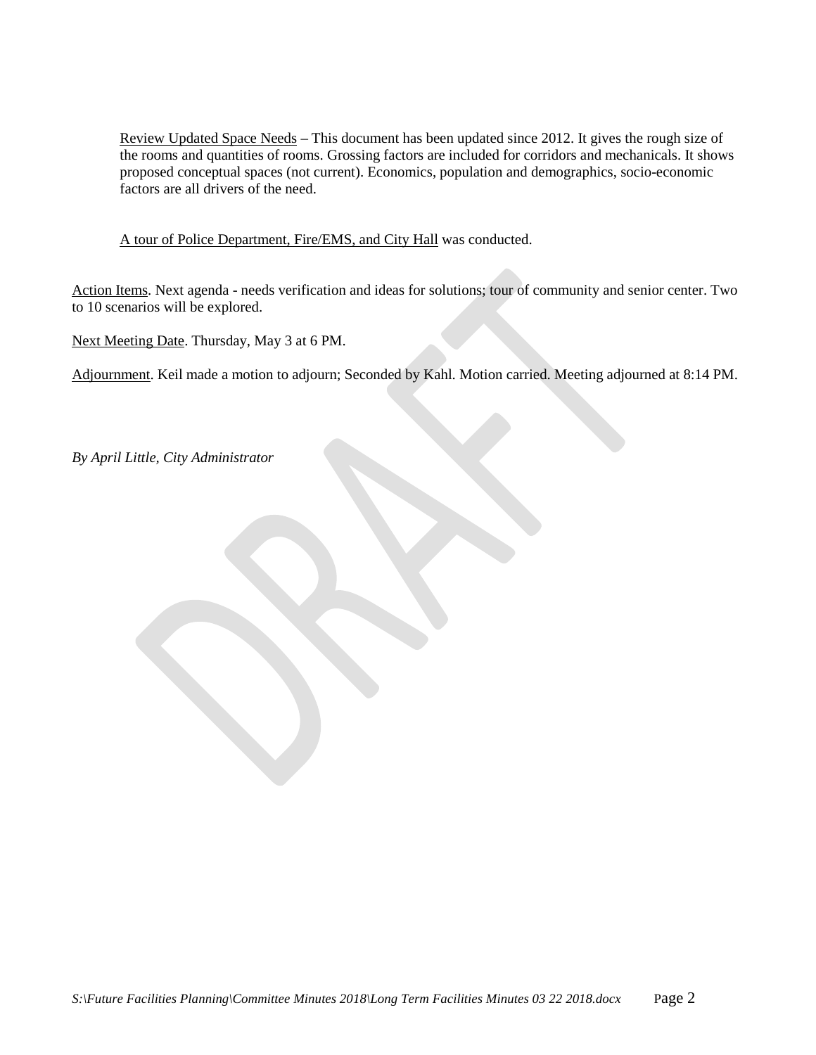<u>Review Updated Space Needs</u> – This document has been updated since 2012. It gives the rough size of the rooms and quantities of rooms. Grossing factors are included for corridors and mechanicals. It shows proposed conceptual spaces (not current). Economics, population and demographics, socio-economic factors are all drivers of the need.

<u>A tour of Police Department, Fire/EMS, and City Hall</u> was conducted.

<u>Action Items</u>. Next agenda - needs verification and ideas for solutions; tour of community and senior center. Two to 10 scenarios will be explored.

<u>Next Meeting Date</u>. Thursday, May 3 at 6 PM.

<u>Adjournment</u>. Keil made a motion to adjourn; Seconded by Kahl. Motion carried. Meeting adjourned at 8:14 PM.

*By April Little, City Administrator*